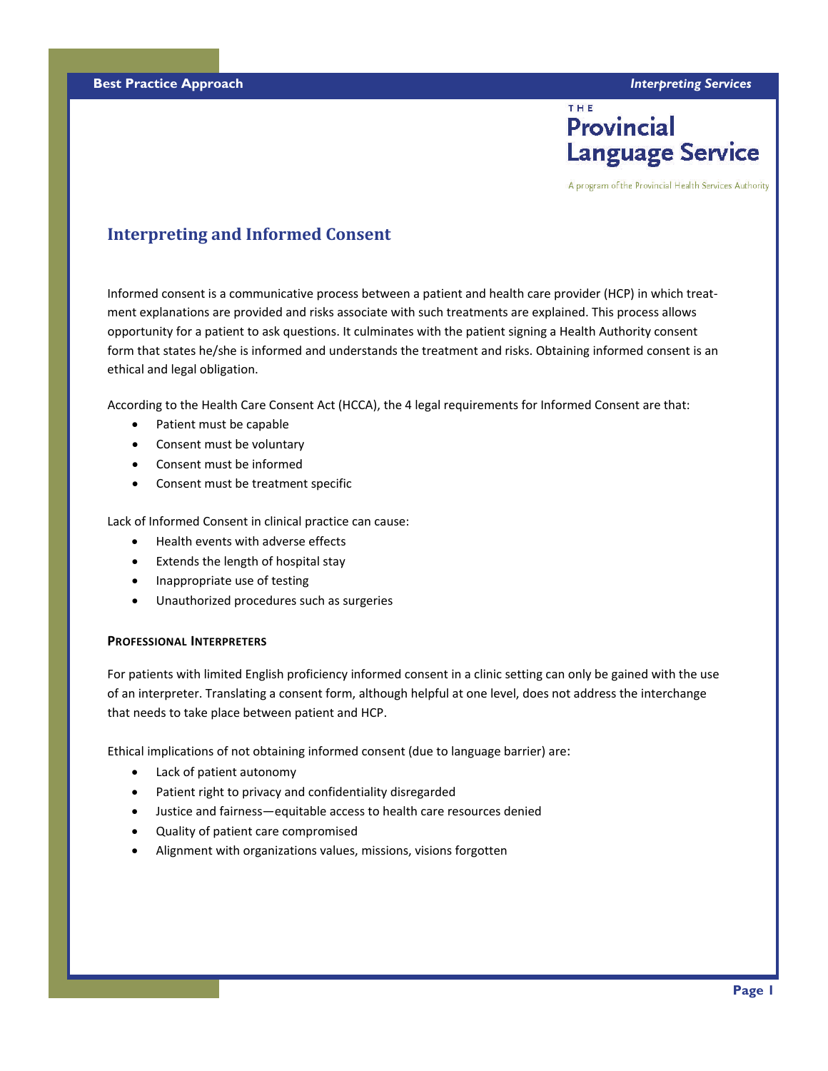# Interpreting and Informed Consent

Informed consent is a communicative process between a patient and health care provider (HCP) in which treatment explanations are provided and risks associate with such treatments are explained. This process allows opportunity for a patient to ask questions. It culminates with the patient signing a Health Authority consent form that states he/she is informed and understands the treatment and risks. Obtaining informed consent is an ethical and legal obligation.

According to the Health Care Consent Act (HCCA), the 4 legal requirements for Informed Consent are that:

- Patient must be capable
- Consent must be voluntary
- Consent must be informed
- Consent must be treatment specific

Lack of Informed Consent in clinical practice can cause:

- Health events with adverse effects
- Extends the length of hospital stay
- Inappropriate use of testing
- Unauthorized procedures such as surgeries

#### Professional Interpreters

For patients with limited English proficiency informed consent in a clinic setting can only be gained with the use of an interpreter. Translating a consent form, although helpful at one level, does not address the interchange that needs to take place between patient and HCP.

Ethical implications of not obtaining informed consent (due to language barrier) are:

- Lack of patient autonomy
- Patient right to privacy and confidentiality disregarded
- Justice and fairness—equitable access to health care resources denied
- Quality of patient care compromised
- Alignment with organizations values, missions, visions forgotten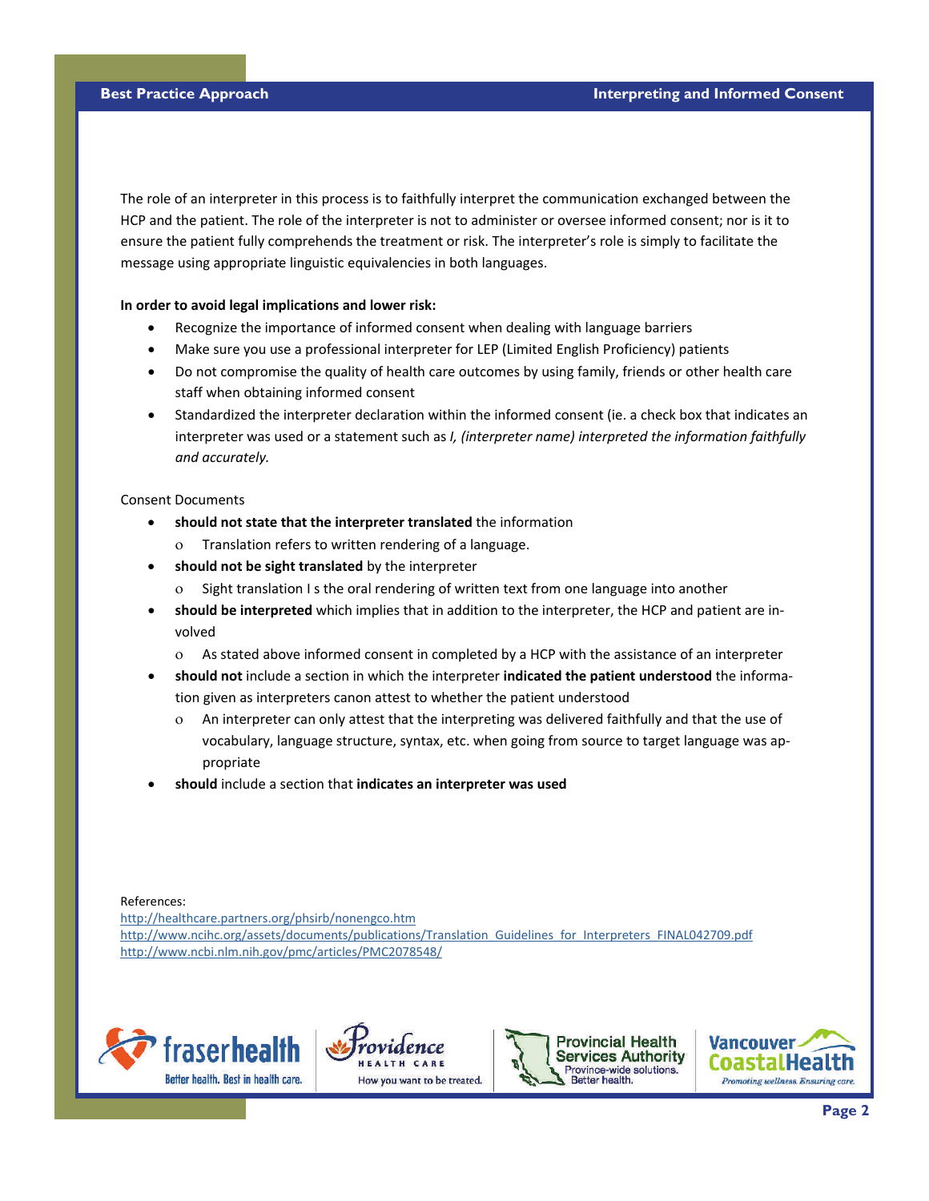The role of an interpreter in this process is to faithfully interpret the communication exchanged between the HCP and the patient. The role of the interpreter is not to administer or oversee informed consent; nor is it to ensure the patient fully comprehends the treatment or risk. The interpreter's role is simply to facilitate the message using appropriate linguistic equivalencies in both languages.

**In order to avoid legal implications and lower risk:**

- Recognize the importance of informed consent when dealing with language barriers
- Make sure you use a professional interpreter for LEP (Limited English Proficiency) patients
- Do not compromise the quality of health care outcomes by using family, friends or other health care staff when obtaining informed consent
- Standardized the interpreter declaration within the informed consent (ie. a check box that indicates an interpreter was used or a statement such as *I, (interpreter name) interpreted the information faithfully and accurately.*

Consent Documents

- **should not state that the interpreter translated** the information
  - Translation refers to written rendering of a language.
- **should not be sight translated** by the interpreter
  - Sight translation I s the oral rendering of written text from one language into another
- **should be interpreted** which implies that in addition to the interpreter, the HCP and patient are involved
  - As stated above informed consent in completed by a HCP with the assistance of an interpreter
- **should not** include a section in which the interpreter **indicated the patient understood** the information given as interpreters canon attest to whether the patient understood
  - An interpreter can only attest that the interpreting was delivered faithfully and that the use of vocabulary, language structure, syntax, etc. when going from source to target language was appropriate
- **should** include a section that **indicates an interpreter was used**

References:
http://healthcare.partners.org/phsirb/nonengco.htm
http://www.ncihc.org/assets/documents/publications/Translation_Guidelines_for_Interpreters_FINAL042709.pdf
http://www.ncbi.nlm.nih.gov/pmc/articles/PMC2078548/

fraserhealth Better health. Best in health care.

Providence HEALTH CARE How you want to be treated.

Provincial Health Services Authority Province-wide solutions. Better health.

Vancouver CoastalHealth Promoting wellness. Ensuring care.